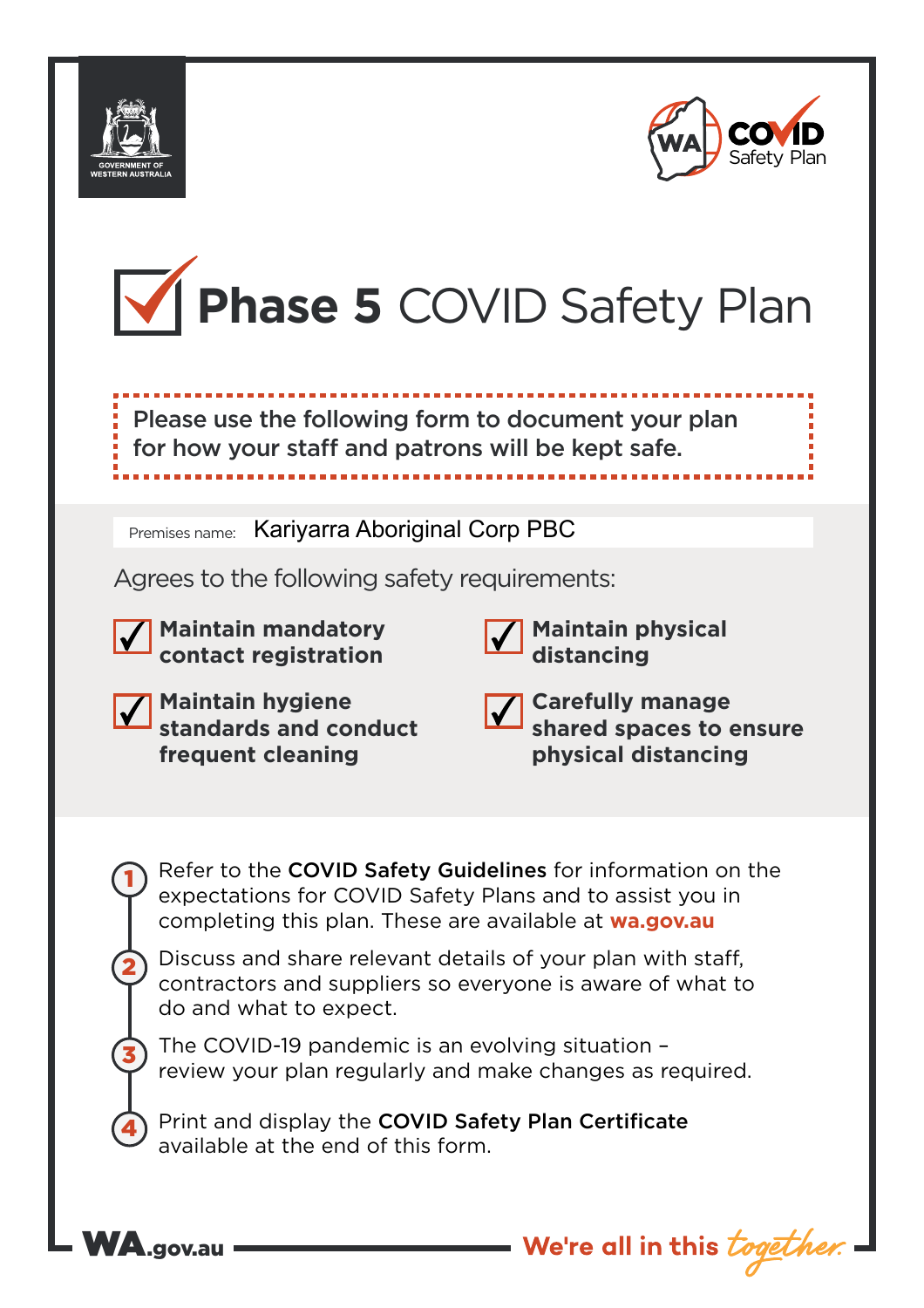GOVERNMENT OF WESTERN AUSTRALIA

WA COVID Safety Plan

# Phase 5 COVID Safety Plan

Please use the following form to document your plan for how your staff and patrons will be kept safe.

Premises name: Kariyarra Aboriginal Corp PBC

Agrees to the following safety requirements:

- ☑ **Maintain mandatory contact registration**
- ☑ **Maintain hygiene standards and conduct frequent cleaning**
- ☑ **Maintain physical distancing**
- ☑ **Carefully manage shared spaces to ensure physical distancing**

1. Refer to the **COVID Safety Guidelines** for information on the expectations for COVID Safety Plans and to assist you in completing this plan. These are available at **wa.gov.au**
2. Discuss and share relevant details of your plan with staff, contractors and suppliers so everyone is aware of what to do and what to expect.
3. The COVID-19 pandemic is an evolving situation – review your plan regularly and make changes as required.
4. Print and display the **COVID Safety Plan Certificate** available at the end of this form.

WA.gov.au — We're all in this *together.*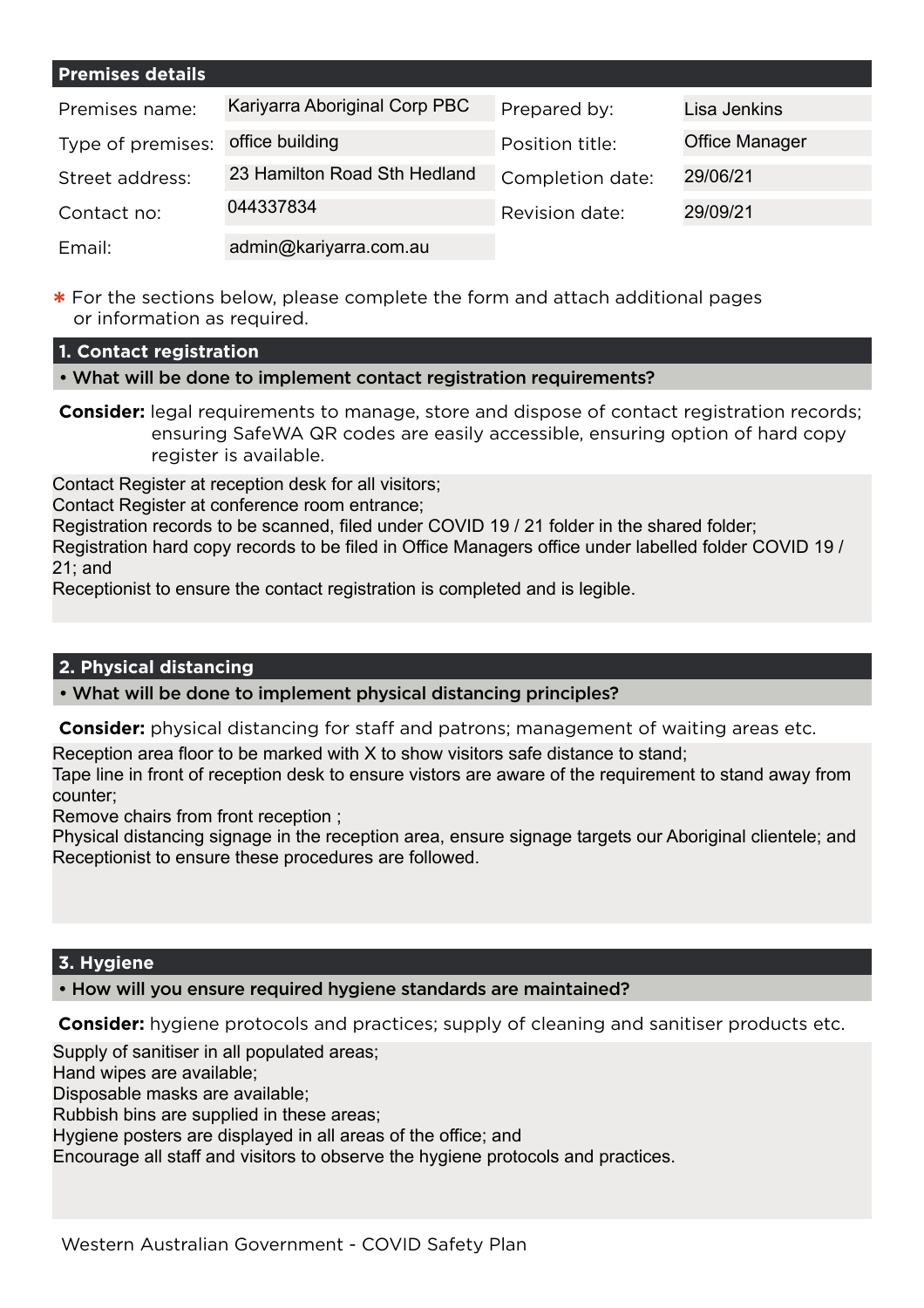## Premises details

| | | | |
|---|---|---|---|
| Premises name: | Kariyarra Aboriginal Corp PBC | Prepared by: | Lisa Jenkins |
| Type of premises: | office building | Position title: | Office Manager |
| Street address: | 23 Hamilton Road Sth Hedland | Completion date: | 29/06/21 |
| Contact no: | 044337834 | Revision date: | 29/09/21 |
| Email: | admin@kariyarra.com.au | | |

* For the sections below, please complete the form and attach additional pages or information as required.

## 1. Contact registration

**• What will be done to implement contact registration requirements?**

**Consider:** legal requirements to manage, store and dispose of contact registration records; ensuring SafeWA QR codes are easily accessible, ensuring option of hard copy register is available.

Contact Register at reception desk for all visitors;
Contact Register at conference room entrance;
Registration records to be scanned, filed under COVID 19 / 21 folder in the shared folder;
Registration hard copy records to be filed in Office Managers office under labelled folder COVID 19 / 21; and
Receptionist to ensure the contact registration is completed and is legible.

## 2. Physical distancing

**• What will be done to implement physical distancing principles?**

**Consider:** physical distancing for staff and patrons; management of waiting areas etc.

Reception area floor to be marked with X to show visitors safe distance to stand;
Tape line in front of reception desk to ensure vistors are aware of the requirement to stand away from counter;
Remove chairs from front reception ;
Physical distancing signage in the reception area, ensure signage targets our Aboriginal clientele; and
Receptionist to ensure these procedures are followed.

## 3. Hygiene

**• How will you ensure required hygiene standards are maintained?**

**Consider:** hygiene protocols and practices; supply of cleaning and sanitiser products etc.

Supply of sanitiser in all populated areas;
Hand wipes are available;
Disposable masks are available;
Rubbish bins are supplied in these areas;
Hygiene posters are displayed in all areas of the office; and
Encourage all staff and visitors to observe the hygiene protocols and practices.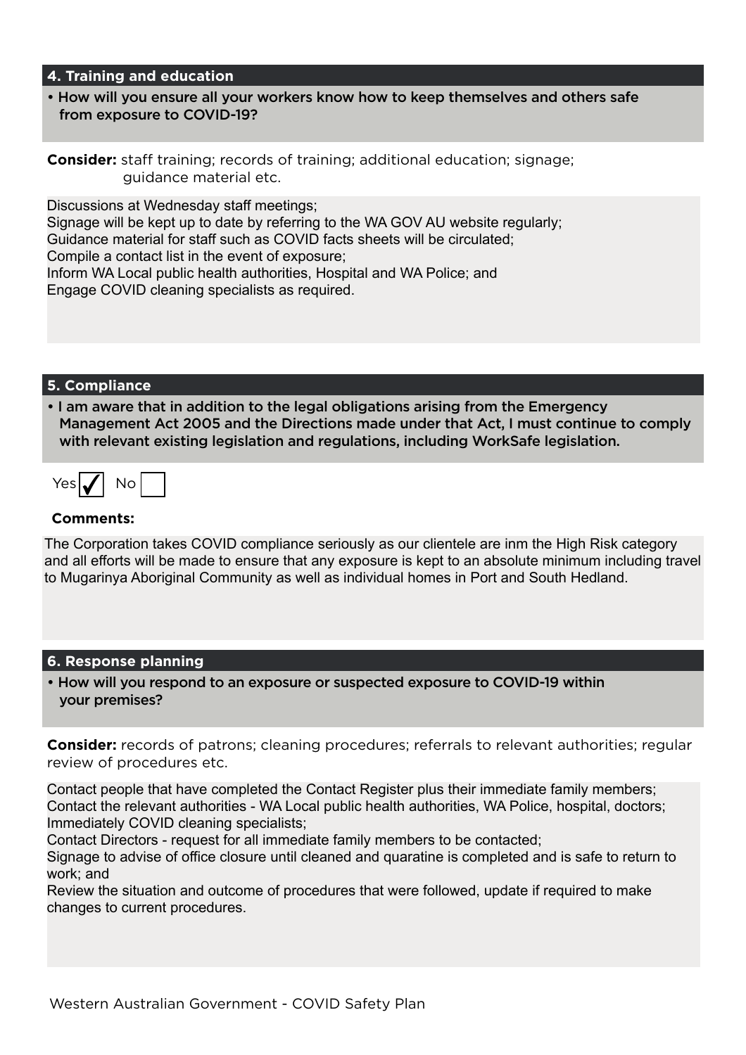## 4. Training and education

**• How will you ensure all your workers know how to keep themselves and others safe from exposure to COVID-19?**

**Consider:** staff training; records of training; additional education; signage; guidance material etc.

Discussions at Wednesday staff meetings;
Signage will be kept up to date by referring to the WA GOV AU website regularly;
Guidance material for staff such as COVID facts sheets will be circulated;
Compile a contact list in the event of exposure;
Inform WA Local public health authorities, Hospital and WA Police; and
Engage COVID cleaning specialists as required.

## 5. Compliance

**• I am aware that in addition to the legal obligations arising from the Emergency Management Act 2005 and the Directions made under that Act, I must continue to comply with relevant existing legislation and regulations, including WorkSafe legislation.**

Yes ☑ No ☐

**Comments:**

The Corporation takes COVID compliance seriously as our clientele are inm the High Risk category and all efforts will be made to ensure that any exposure is kept to an absolute minimum including travel to Mugarinya Aboriginal Community as well as individual homes in Port and South Hedland.

## 6. Response planning

**• How will you respond to an exposure or suspected exposure to COVID-19 within your premises?**

**Consider:** records of patrons; cleaning procedures; referrals to relevant authorities; regular review of procedures etc.

Contact people that have completed the Contact Register plus their immediate family members;
Contact the relevant authorities - WA Local public health authorities, WA Police, hospital, doctors;
Immediately COVID cleaning specialists;
Contact Directors - request for all immediate family members to be contacted;
Signage to advise of office closure until cleaned and quaratine is completed and is safe to return to work; and
Review the situation and outcome of procedures that were followed, update if required to make changes to current procedures.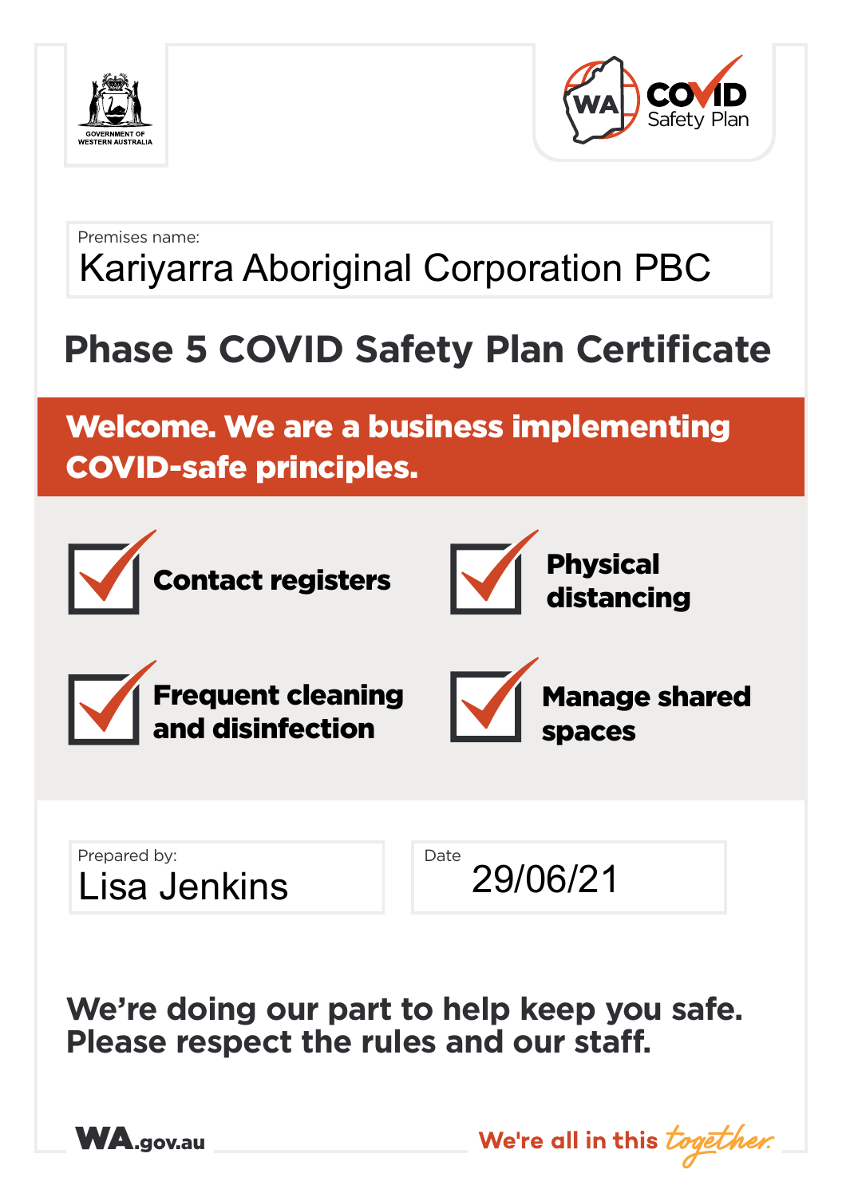GOVERNMENT OF WESTERN AUSTRALIA

WA COVID Safety Plan

Premises name:

Kariyarra Aboriginal Corporation PBC

# Phase 5 COVID Safety Plan Certificate

**Welcome. We are a business implementing COVID-safe principles.**

- ☑ **Contact registers**
- ☑ **Physical distancing**
- ☑ **Frequent cleaning and disinfection**
- ☑ **Manage shared spaces**

Prepared by:

Lisa Jenkins

Date

29/06/21

**We're doing our part to help keep you safe. Please respect the rules and our staff.**

WA.gov.au

We're all in this *together.*